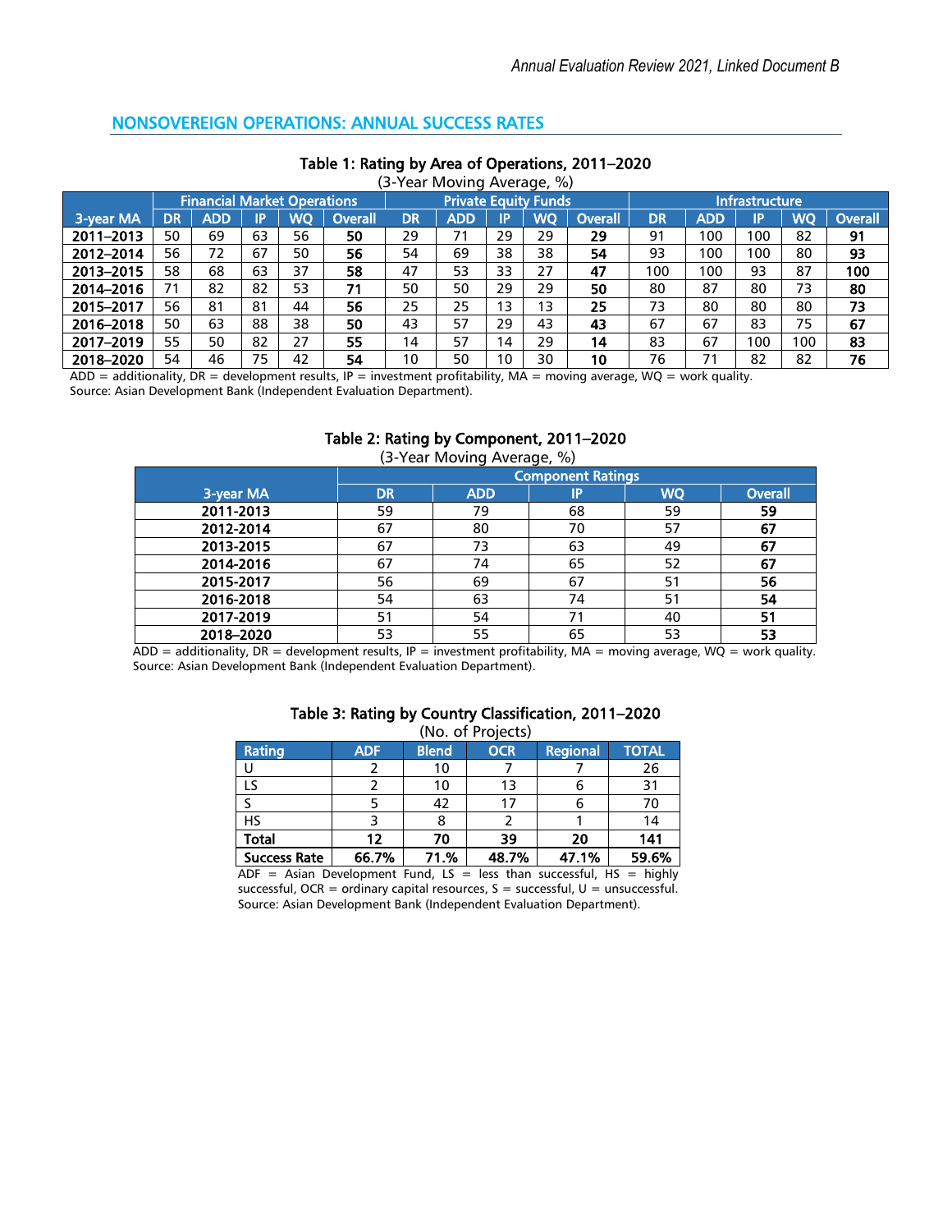## NONSOVEREIGN OPERATIONS: ANNUAL SUCCESS RATES

**Table 1: Rating by Area of Operations, 2011–2020**
(3-Year Moving Average, %)

| | Financial Market Operations | | | | | Private Equity Funds | | | | | Infrastructure | | | | |
|---|---|---|---|---|---|---|---|---|---|---|---|---|---|---|---|
| 3-year MA | DR | ADD | IP | WQ | Overall | DR | ADD | IP | WQ | Overall | DR | ADD | IP | WQ | Overall |
| 2011–2013 | 50 | 69 | 63 | 56 | **50** | 29 | 71 | 29 | 29 | **29** | 91 | 100 | 100 | 82 | **91** |
| 2012–2014 | 56 | 72 | 67 | 50 | **56** | 54 | 69 | 38 | 38 | **54** | 93 | 100 | 100 | 80 | **93** |
| 2013–2015 | 58 | 68 | 63 | 37 | **58** | 47 | 53 | 33 | 27 | **47** | 100 | 100 | 93 | 87 | **100** |
| 2014–2016 | 71 | 82 | 82 | 53 | **71** | 50 | 50 | 29 | 29 | **50** | 80 | 87 | 80 | 73 | **80** |
| 2015–2017 | 56 | 81 | 81 | 44 | **56** | 25 | 25 | 13 | 13 | **25** | 73 | 80 | 80 | 80 | **73** |
| 2016–2018 | 50 | 63 | 88 | 38 | **50** | 43 | 57 | 29 | 43 | **43** | 67 | 67 | 83 | 75 | **67** |
| 2017–2019 | 55 | 50 | 82 | 27 | **55** | 14 | 57 | 14 | 29 | **14** | 83 | 67 | 100 | 100 | **83** |
| 2018–2020 | 54 | 46 | 75 | 42 | **54** | 10 | 50 | 10 | 30 | **10** | 76 | 71 | 82 | 82 | **76** |

ADD = additionality, DR = development results, IP = investment profitability, MA = moving average, WQ = work quality.
Source: Asian Development Bank (Independent Evaluation Department).

**Table 2: Rating by Component, 2011–2020**
(3-Year Moving Average, %)

| | Component Ratings | | | | |
|---|---|---|---|---|---|
| 3-year MA | DR | ADD | IP | WQ | Overall |
| 2011-2013 | 59 | 79 | 68 | 59 | **59** |
| 2012-2014 | 67 | 80 | 70 | 57 | **67** |
| 2013-2015 | 67 | 73 | 63 | 49 | **67** |
| 2014-2016 | 67 | 74 | 65 | 52 | **67** |
| 2015-2017 | 56 | 69 | 67 | 51 | **56** |
| 2016-2018 | 54 | 63 | 74 | 51 | **54** |
| 2017-2019 | 51 | 54 | 71 | 40 | **51** |
| 2018–2020 | 53 | 55 | 65 | 53 | **53** |

ADD = additionality, DR = development results, IP = investment profitability, MA = moving average, WQ = work quality.
Source: Asian Development Bank (Independent Evaluation Department).

**Table 3: Rating by Country Classification, 2011–2020**
(No. of Projects)

| Rating | ADF | Blend | OCR | Regional | TOTAL |
|---|---|---|---|---|---|
| U | 2 | 10 | 7 | 7 | 26 |
| LS | 2 | 10 | 13 | 6 | 31 |
| S | 5 | 42 | 17 | 6 | 70 |
| HS | 3 | 8 | 2 | 1 | 14 |
| **Total** | **12** | **70** | **39** | **20** | **141** |
| **Success Rate** | **66.7%** | **71.%** | **48.7%** | **47.1%** | **59.6%** |

ADF = Asian Development Fund, LS = less than successful, HS = highly successful, OCR = ordinary capital resources, S = successful, U = unsuccessful.
Source: Asian Development Bank (Independent Evaluation Department).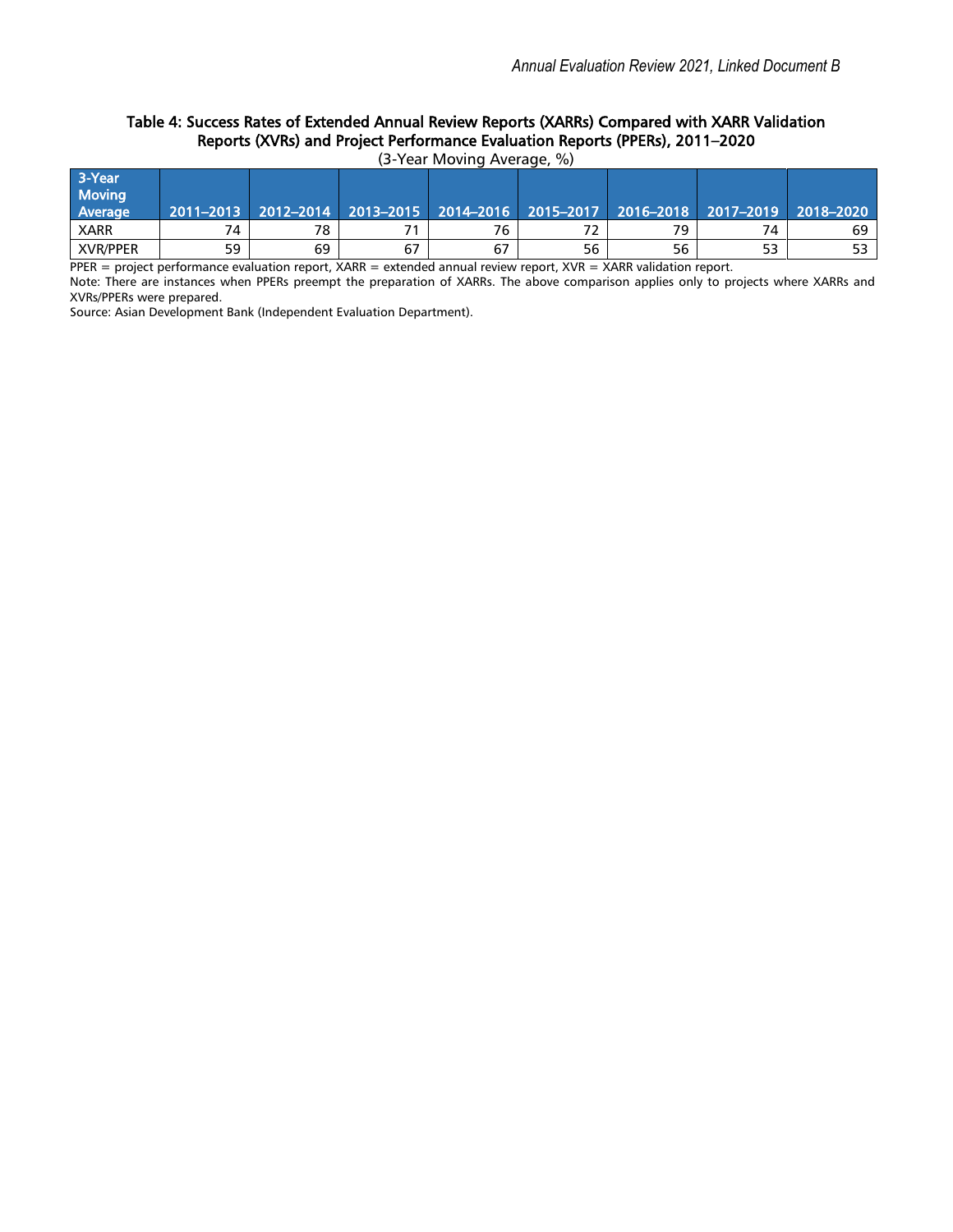**Table 4: Success Rates of Extended Annual Review Reports (XARRs) Compared with XARR Validation Reports (XVRs) and Project Performance Evaluation Reports (PPERs), 2011–2020**

(3-Year Moving Average, %)

| 3-Year Moving Average | 2011–2013 | 2012–2014 | 2013–2015 | 2014–2016 | 2015–2017 | 2016–2018 | 2017–2019 | 2018–2020 |
|---|---|---|---|---|---|---|---|---|
| XARR | 74 | 78 | 71 | 76 | 72 | 79 | 74 | 69 |
| XVR/PPER | 59 | 69 | 67 | 67 | 56 | 56 | 53 | 53 |

PPER = project performance evaluation report, XARR = extended annual review report, XVR = XARR validation report.

Note: There are instances when PPERs preempt the preparation of XARRs. The above comparison applies only to projects where XARRs and XVRs/PPERs were prepared.

Source: Asian Development Bank (Independent Evaluation Department).